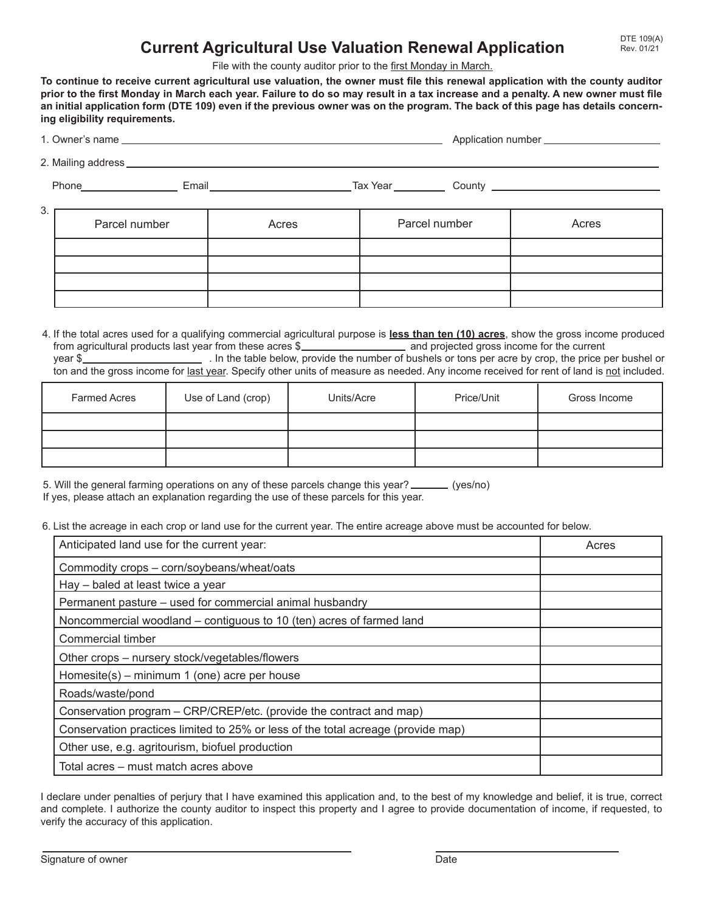DTE 109(A)
Rev. 01/21

# Current Agricultural Use Valuation Renewal Application

File with the county auditor prior to the <u>first Monday in March.</u>

**To continue to receive current agricultural use valuation, the owner must file this renewal application with the county auditor prior to the first Monday in March each year. Failure to do so may result in a tax increase and a penalty. A new owner must file an initial application form (DTE 109) even if the previous owner was on the program. The back of this page has details concerning eligibility requirements.**

1. Owner's name ______________________________ Application number ______________

2. Mailing address ______________________________

   Phone ______________ Email ______________ Tax Year ________ County ______________

3.

| Parcel number | Acres | Parcel number | Acres |
|---|---|---|---|
| | | | |
| | | | |
| | | | |
| | | | |

4. If the total acres used for a qualifying commercial agricultural purpose is **<u>less than ten (10) acres</u>**, show the gross income produced from agricultural products last year from these acres $______________ and projected gross income for the current year $______________ . In the table below, provide the number of bushels or tons per acre by crop, the price per bushel or ton and the gross income for <u>last year</u>. Specify other units of measure as needed. Any income received for rent of land is <u>not</u> included.

| Farmed Acres | Use of Land (crop) | Units/Acre | Price/Unit | Gross Income |
|---|---|---|---|---|
| | | | | |
| | | | | |
| | | | | |

5. Will the general farming operations on any of these parcels change this year? ________ (yes/no)
If yes, please attach an explanation regarding the use of these parcels for this year.

6. List the acreage in each crop or land use for the current year. The entire acreage above must be accounted for below.

| Anticipated land use for the current year: | Acres |
|---|---|
| Commodity crops – corn/soybeans/wheat/oats | |
| Hay – baled at least twice a year | |
| Permanent pasture – used for commercial animal husbandry | |
| Noncommercial woodland – contiguous to 10 (ten) acres of farmed land | |
| Commercial timber | |
| Other crops – nursery stock/vegetables/flowers | |
| Homesite(s) – minimum 1 (one) acre per house | |
| Roads/waste/pond | |
| Conservation program – CRP/CREP/etc. (provide the contract and map) | |
| Conservation practices limited to 25% or less of the total acreage (provide map) | |
| Other use, e.g. agritourism, biofuel production | |
| Total acres – must match acres above | |

I declare under penalties of perjury that I have examined this application and, to the best of my knowledge and belief, it is true, correct and complete. I authorize the county auditor to inspect this property and I agree to provide documentation of income, if requested, to verify the accuracy of this application.

______________________________ Signature of owner

______________________________ Date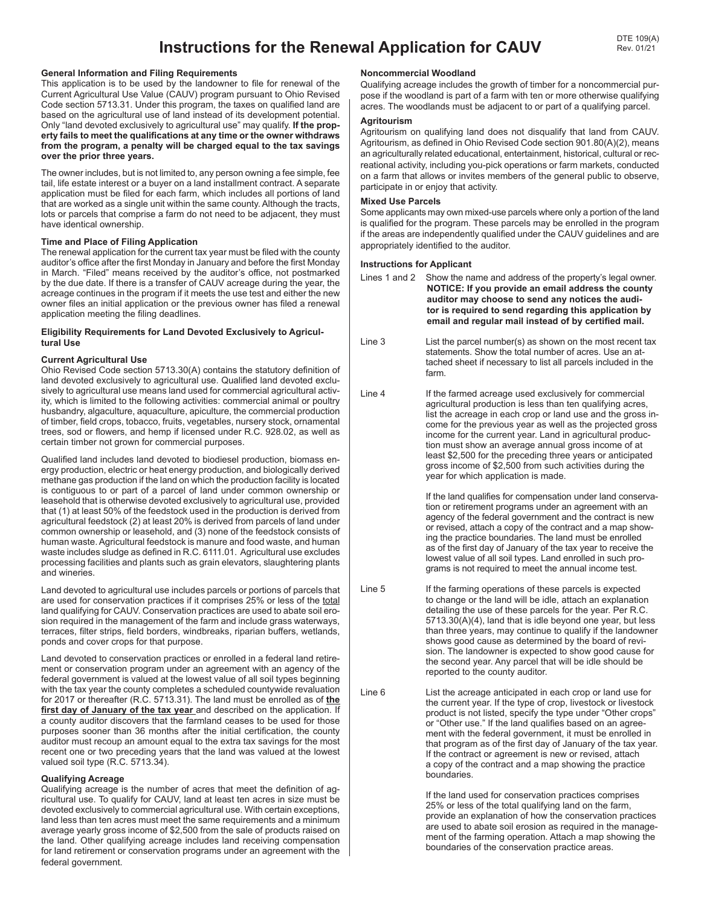# Instructions for the Renewal Application for CAUV

DTE 109(A)
Rev. 01/21

**General Information and Filing Requirements**

This application is to be used by the landowner to file for renewal of the Current Agricultural Use Value (CAUV) program pursuant to Ohio Revised Code section 5713.31. Under this program, the taxes on qualified land are based on the agricultural use of land instead of its development potential. Only "land devoted exclusively to agricultural use" may qualify. **If the property fails to meet the qualifications at any time or the owner withdraws from the program, a penalty will be charged equal to the tax savings over the prior three years.**

The owner includes, but is not limited to, any person owning a fee simple, fee tail, life estate interest or a buyer on a land installment contract. A separate application must be filed for each farm, which includes all portions of land that are worked as a single unit within the same county. Although the tracts, lots or parcels that comprise a farm do not need to be adjacent, they must have identical ownership.

**Time and Place of Filing Application**

The renewal application for the current tax year must be filed with the county auditor's office after the first Monday in January and before the first Monday in March. "Filed" means received by the auditor's office, not postmarked by the due date. If there is a transfer of CAUV acreage during the year, the acreage continues in the program if it meets the use test and either the new owner files an initial application or the previous owner has filed a renewal application meeting the filing deadlines.

**Eligibility Requirements for Land Devoted Exclusively to Agricultural Use**

**Current Agricultural Use**

Ohio Revised Code section 5713.30(A) contains the statutory definition of land devoted exclusively to agricultural use. Qualified land devoted exclusively to agricultural use means land used for commercial agricultural activity, which is limited to the following activities: commercial animal or poultry husbandry, algaculture, aquaculture, apiculture, the commercial production of timber, field crops, tobacco, fruits, vegetables, nursery stock, ornamental trees, sod or flowers, and hemp if licensed under R.C. 928.02, as well as certain timber not grown for commercial purposes.

Qualified land includes land devoted to biodiesel production, biomass energy production, electric or heat energy production, and biologically derived methane gas production if the land on which the production facility is located is contiguous to or part of a parcel of land under common ownership or leasehold that is otherwise devoted exclusively to agricultural use, provided that (1) at least 50% of the feedstock used in the production is derived from agricultural feedstock (2) at least 20% is derived from parcels of land under common ownership or leasehold, and (3) none of the feedstock consists of human waste. Agricultural feedstock is manure and food waste, and human waste includes sludge as defined in R.C. 6111.01. Agricultural use excludes processing facilities and plants such as grain elevators, slaughtering plants and wineries.

Land devoted to agricultural use includes parcels or portions of parcels that are used for conservation practices if it comprises 25% or less of the total land qualifying for CAUV. Conservation practices are used to abate soil erosion required in the management of the farm and include grass waterways, terraces, filter strips, field borders, windbreaks, riparian buffers, wetlands, ponds and cover crops for that purpose.

Land devoted to conservation practices or enrolled in a federal land retirement or conservation program under an agreement with an agency of the federal government is valued at the lowest value of all soil types beginning with the tax year the county completes a scheduled countywide revaluation for 2017 or thereafter (R.C. 5713.31). The land must be enrolled as of **the first day of January of the tax year** and described on the application. If a county auditor discovers that the farmland ceases to be used for those purposes sooner than 36 months after the initial certification, the county auditor must recoup an amount equal to the extra tax savings for the most recent one or two preceding years that the land was valued at the lowest valued soil type (R.C. 5713.34).

**Qualifying Acreage**

Qualifying acreage is the number of acres that meet the definition of agricultural use. To qualify for CAUV, land at least ten acres in size must be devoted exclusively to commercial agricultural use. With certain exceptions, land less than ten acres must meet the same requirements and a minimum average yearly gross income of $2,500 from the sale of products raised on the land. Other qualifying acreage includes land receiving compensation for land retirement or conservation programs under an agreement with the federal government.

**Noncommercial Woodland**

Qualifying acreage includes the growth of timber for a noncommercial purpose if the woodland is part of a farm with ten or more otherwise qualifying acres. The woodlands must be adjacent to or part of a qualifying parcel.

**Agritourism**

Agritourism on qualifying land does not disqualify that land from CAUV. Agritourism, as defined in Ohio Revised Code section 901.80(A)(2), means an agriculturally related educational, entertainment, historical, cultural or recreational activity, including you-pick operations or farm markets, conducted on a farm that allows or invites members of the general public to observe, participate in or enjoy that activity.

**Mixed Use Parcels**

Some applicants may own mixed-use parcels where only a portion of the land is qualified for the program. These parcels may be enrolled in the program if the areas are independently qualified under the CAUV guidelines and are appropriately identified to the auditor.

**Instructions for Applicant**

Lines 1 and 2 — Show the name and address of the property's legal owner. **NOTICE: If you provide an email address the county auditor may choose to send any notices the auditor is required to send regarding this application by email and regular mail instead of by certified mail.**

Line 3 — List the parcel number(s) as shown on the most recent tax statements. Show the total number of acres. Use an attached sheet if necessary to list all parcels included in the farm.

Line 4 — If the farmed acreage used exclusively for commercial agricultural production is less than ten qualifying acres, list the acreage in each crop or land use and the gross income for the previous year as well as the projected gross income for the current year. Land in agricultural production must show an average annual gross income of at least $2,500 for the preceding three years or anticipated gross income of $2,500 from such activities during the year for which application is made.

If the land qualifies for compensation under land conservation or retirement programs under an agreement with an agency of the federal government and the contract is new or revised, attach a copy of the contract and a map showing the practice boundaries. The land must be enrolled as of the first day of January of the tax year to receive the lowest value of all soil types. Land enrolled in such programs is not required to meet the annual income test.

Line 5 — If the farming operations of these parcels is expected to change or the land will be idle, attach an explanation detailing the use of these parcels for the year. Per R.C. 5713.30(A)(4), land that is idle beyond one year, but less than three years, may continue to qualify if the landowner shows good cause as determined by the board of revision. The landowner is expected to show good cause for the second year. Any parcel that will be idle should be reported to the county auditor.

Line 6 — List the acreage anticipated in each crop or land use for the current year. If the type of crop, livestock or livestock product is not listed, specify the type under "Other crops" or "Other use." If the land qualifies based on an agreement with the federal government, it must be enrolled in that program as of the first day of January of the tax year. If the contract or agreement is new or revised, attach a copy of the contract and a map showing the practice boundaries.

If the land used for conservation practices comprises 25% or less of the total qualifying land on the farm, provide an explanation of how the conservation practices are used to abate soil erosion as required in the management of the farming operation. Attach a map showing the boundaries of the conservation practice areas.